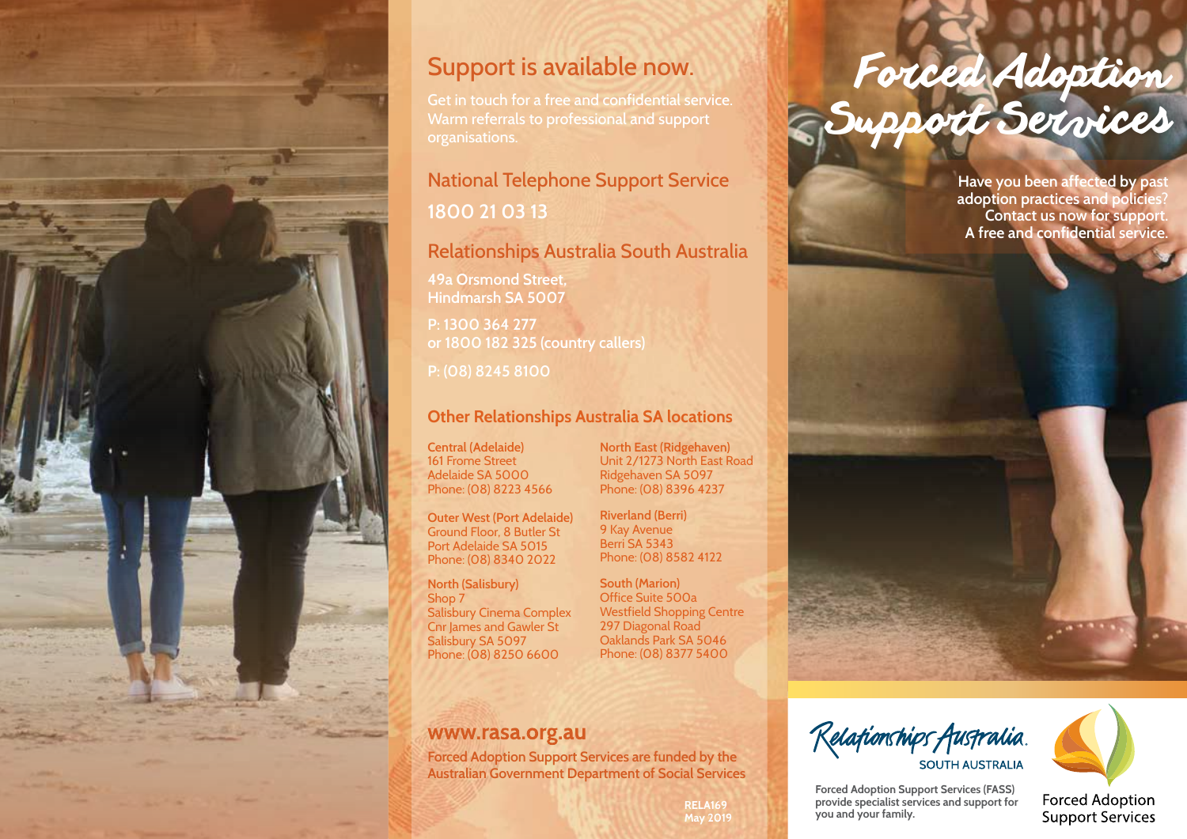## Support is available now.

Get in touch for a free and confidential service. Warm referrals to professional and support organisations.

### National Telephone Support Service

**1800 21 03 13**

### Relationships Australia South Australia

49a Orsmond Street,
Hindmarsh SA 5007

P: 1300 364 277
or 1800 182 325 (country callers)

P: (08) 8245 8100

### Other Relationships Australia SA locations

**Central (Adelaide)**
161 Frome Street
Adelaide SA 5000
Phone: (08) 8223 4566

**Outer West (Port Adelaide)**
Ground Floor, 8 Butler St
Port Adelaide SA 5015
Phone: (08) 8340 2022

**North (Salisbury)**
Shop 7
Salisbury Cinema Complex
Cnr James and Gawler St
Salisbury SA 5097
Phone: (08) 8250 6600

**North East (Ridgehaven)**
Unit 2/1273 North East Road
Ridgehaven SA 5097
Phone: (08) 8396 4237

**Riverland (Berri)**
9 Kay Avenue
Berri SA 5343
Phone: (08) 8582 4122

**South (Marion)**
Office Suite 500a
Westfield Shopping Centre
297 Diagonal Road
Oaklands Park SA 5046
Phone: (08) 8377 5400

**www.rasa.org.au**

Forced Adoption Support Services are funded by the Australian Government Department of Social Services

RELA169
May 2019

# Forced Adoption Support Services

**Have you been affected by past adoption practices and policies? Contact us now for support. A free and confidential service.**

Relationships Australia
SOUTH AUSTRALIA

**Forced Adoption Support Services (FASS) provide specialist services and support for you and your family.**

Forced Adoption Support Services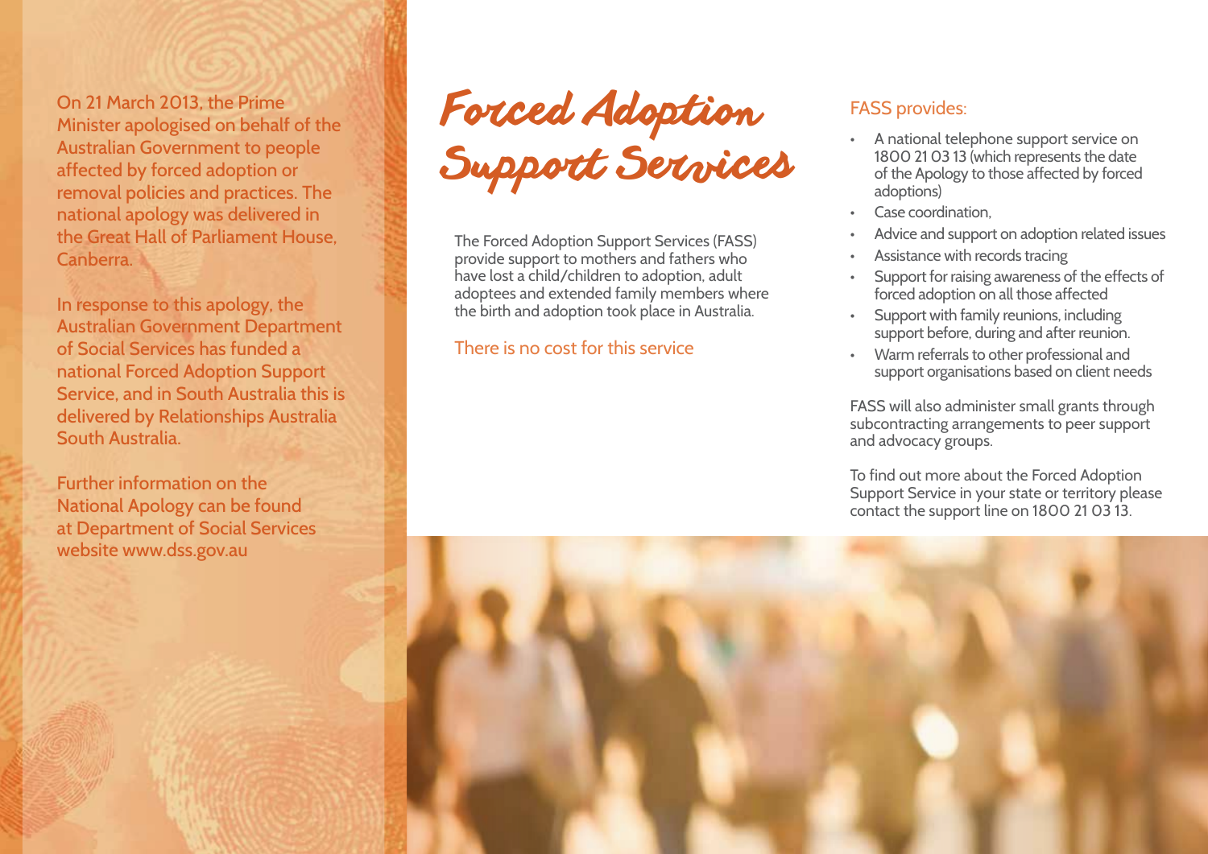On 21 March 2013, the Prime Minister apologised on behalf of the Australian Government to people affected by forced adoption or removal policies and practices. The national apology was delivered in the Great Hall of Parliament House, Canberra.

In response to this apology, the Australian Government Department of Social Services has funded a national Forced Adoption Support Service, and in South Australia this is delivered by Relationships Australia South Australia.

Further information on the National Apology can be found at Department of Social Services website www.dss.gov.au

# Forced Adoption Support Services

The Forced Adoption Support Services (FASS) provide support to mothers and fathers who have lost a child/children to adoption, adult adoptees and extended family members where the birth and adoption took place in Australia.

There is no cost for this service

## FASS provides:

- A national telephone support service on 1800 21 03 13 (which represents the date of the Apology to those affected by forced adoptions)
- Case coordination,
- Advice and support on adoption related issues
- Assistance with records tracing
- Support for raising awareness of the effects of forced adoption on all those affected
- Support with family reunions, including support before, during and after reunion.
- Warm referrals to other professional and support organisations based on client needs

FASS will also administer small grants through subcontracting arrangements to peer support and advocacy groups.

To find out more about the Forced Adoption Support Service in your state or territory please contact the support line on 1800 21 03 13.